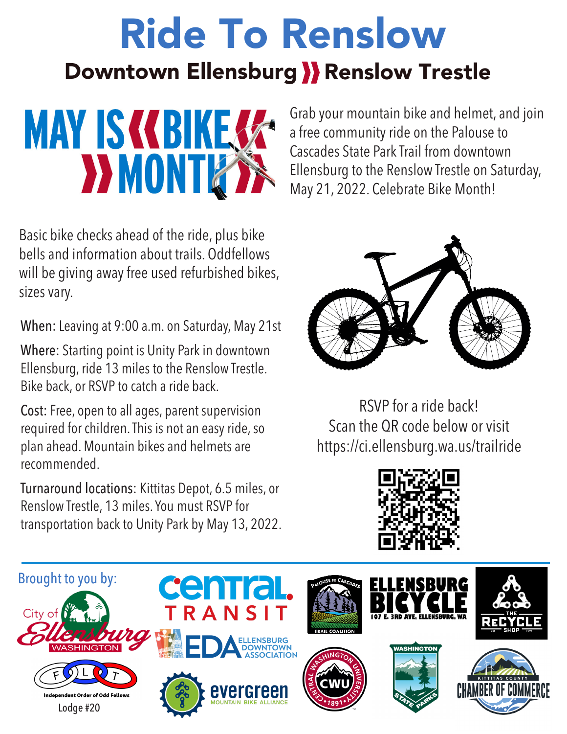# Ride To Renslow

## Downtown Ellensburg ❯❯ Renslow Trestle

MAY IS ❮❮ BIKE ❮❮
❯❯ MONTH ❯❯

Grab your mountain bike and helmet, and join a free community ride on the Palouse to Cascades State Park Trail from downtown Ellensburg to the Renslow Trestle on Saturday, May 21, 2022. Celebrate Bike Month!

Basic bike checks ahead of the ride, plus bike bells and information about trails. Oddfellows will be giving away free used refurbished bikes, sizes vary.

When: Leaving at 9:00 a.m. on Saturday, May 21st

Where: Starting point is Unity Park in downtown Ellensburg, ride 13 miles to the Renslow Trestle. Bike back, or RSVP to catch a ride back.

Cost: Free, open to all ages, parent supervision required for children. This is not an easy ride, so plan ahead. Mountain bikes and helmets are recommended.

Turnaround locations: Kittitas Depot, 6.5 miles, or Renslow Trestle, 13 miles. You must RSVP for transportation back to Unity Park by May 13, 2022.

RSVP for a ride back!
Scan the QR code below or visit
https://ci.ellensburg.wa.us/trailride

Brought to you by:

City of Ellensburg Washington

Central Transit

Palouse to Cascades Trail Coalition

Ellensburg Bicycle, 107 E. 3rd Ave, Ellensburg, WA

The ReCycle Shop

EDA Ellensburg Downtown Association

Independent Order of Odd Fellows Lodge #20

Evergreen Mountain Bike Alliance

Central Washington University CWU 1891

Washington State Parks

Kittitas County Chamber of Commerce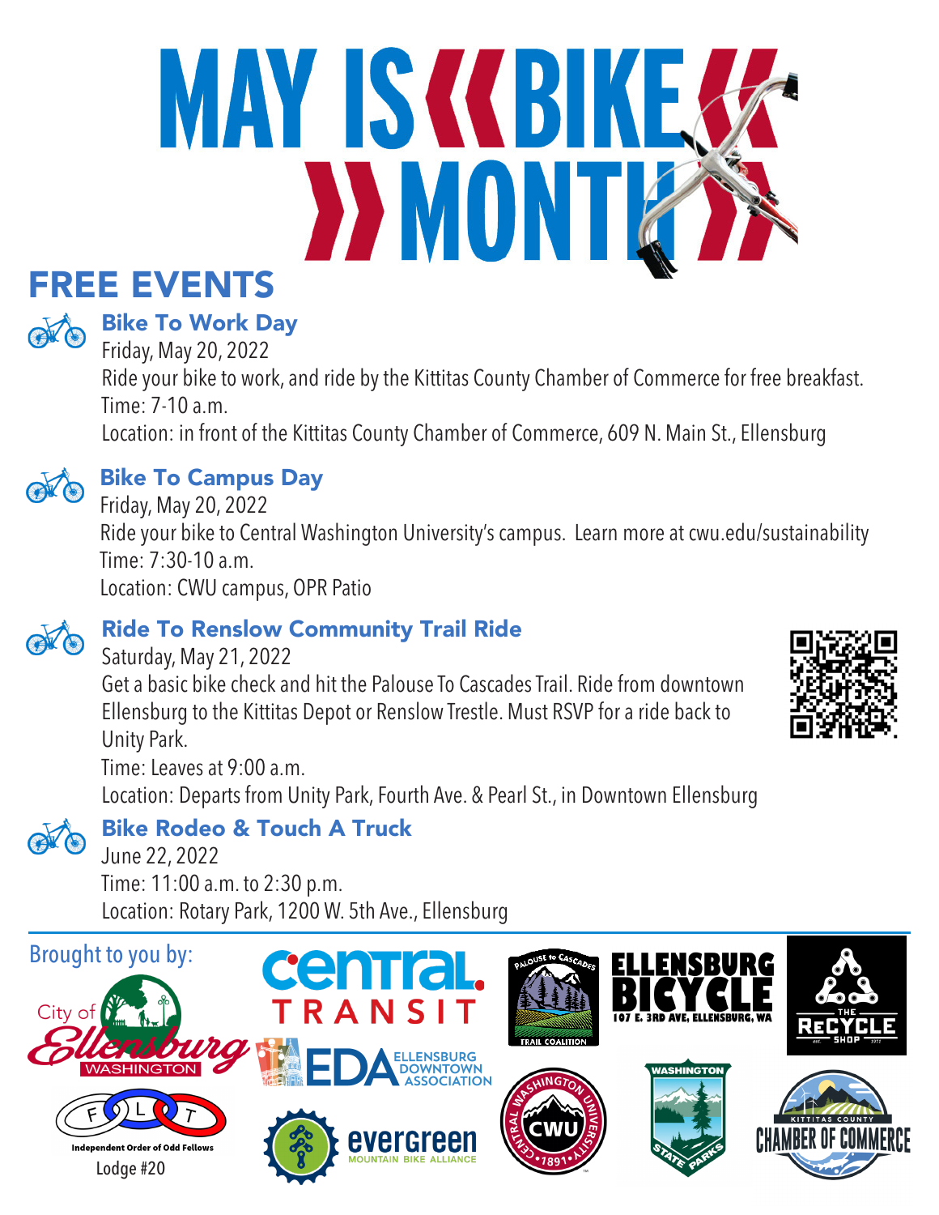# MAY IS BIKE MONTH

## FREE EVENTS

### Bike To Work Day

Friday, May 20, 2022

Ride your bike to work, and ride by the Kittitas County Chamber of Commerce for free breakfast.

Time: 7-10 a.m.

Location: in front of the Kittitas County Chamber of Commerce, 609 N. Main St., Ellensburg

### Bike To Campus Day

Friday, May 20, 2022

Ride your bike to Central Washington University's campus. Learn more at cwu.edu/sustainability

Time: 7:30-10 a.m.

Location: CWU campus, OPR Patio

### Ride To Renslow Community Trail Ride

Saturday, May 21, 2022

Get a basic bike check and hit the Palouse To Cascades Trail. Ride from downtown Ellensburg to the Kittitas Depot or Renslow Trestle. Must RSVP for a ride back to Unity Park.

Time: Leaves at 9:00 a.m.

Location: Departs from Unity Park, Fourth Ave. & Pearl St., in Downtown Ellensburg

### Bike Rodeo & Touch A Truck

June 22, 2022

Time: 11:00 a.m. to 2:30 p.m.

Location: Rotary Park, 1200 W. 5th Ave., Ellensburg

---

Brought to you by:

City of Ellensburg Washington

Central Transit

Palouse to Cascades Trail Coalition

Ellensburg Bicycle, 107 E. 3rd Ave, Ellensburg, WA

The Recycle Shop

EDA Ellensburg Downtown Association

Independent Order of Odd Fellows Lodge #20

Evergreen Mountain Bike Alliance

Central Washington University CWU 1891

Washington State Parks

Kittitas County Chamber of Commerce